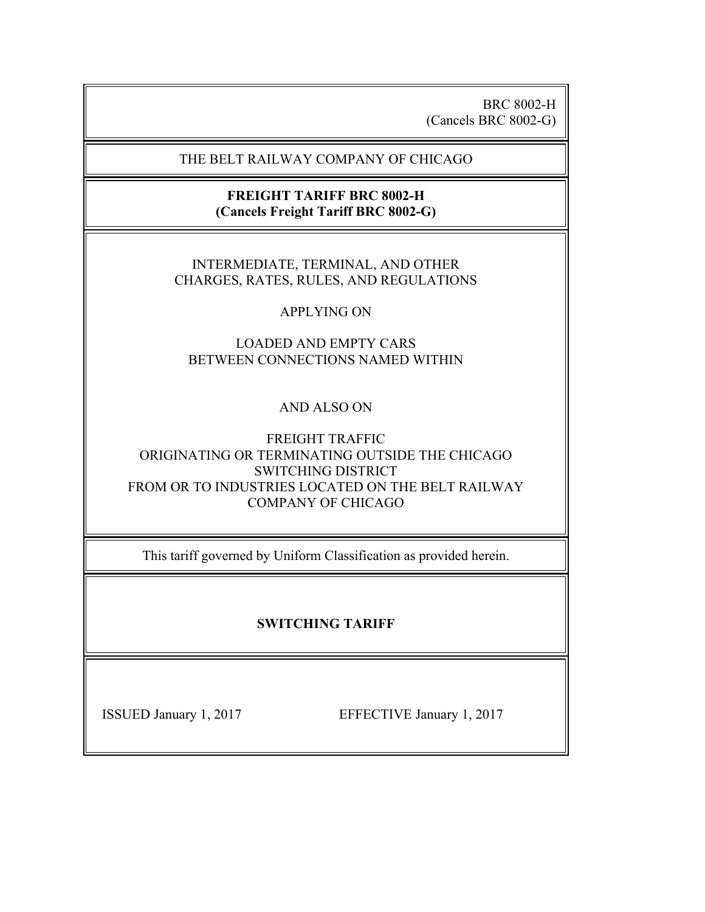BRC 8002-H
(Cancels BRC 8002-G)

THE BELT RAILWAY COMPANY OF CHICAGO

**FREIGHT TARIFF BRC 8002-H**
**(Cancels Freight Tariff BRC 8002-G)**

INTERMEDIATE, TERMINAL, AND OTHER
CHARGES, RATES, RULES, AND REGULATIONS

APPLYING ON

LOADED AND EMPTY CARS
BETWEEN CONNECTIONS NAMED WITHIN

AND ALSO ON

FREIGHT TRAFFIC
ORIGINATING OR TERMINATING OUTSIDE THE CHICAGO
SWITCHING DISTRICT
FROM OR TO INDUSTRIES LOCATED ON THE BELT RAILWAY
COMPANY OF CHICAGO

This tariff governed by Uniform Classification as provided herein.

**SWITCHING TARIFF**

ISSUED January 1, 2017

EFFECTIVE January 1, 2017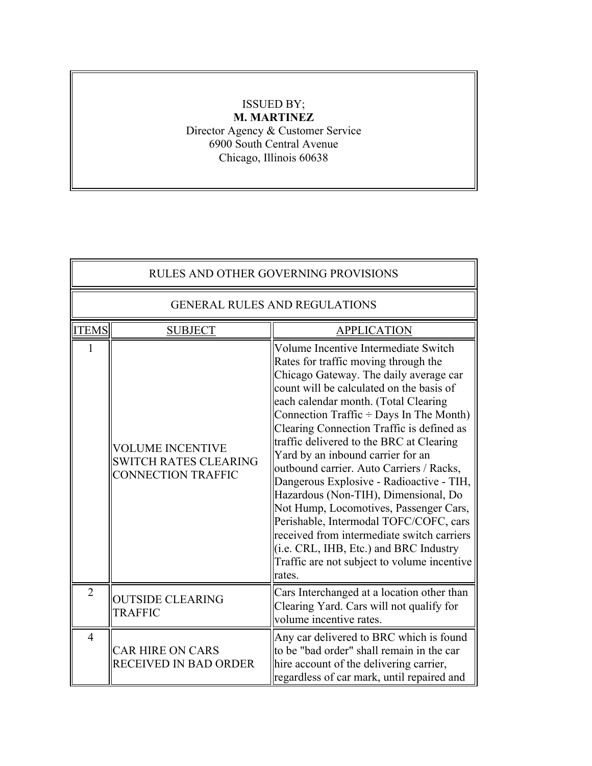ISSUED BY;
**M. MARTINEZ**
Director Agency & Customer Service
6900 South Central Avenue
Chicago, Illinois 60638

| RULES AND OTHER GOVERNING PROVISIONS | | |
|---|---|---|
| GENERAL RULES AND REGULATIONS | | |
| ITEMS | SUBJECT | APPLICATION |
| 1 | VOLUME INCENTIVE SWITCH RATES CLEARING CONNECTION TRAFFIC | Volume Incentive Intermediate Switch Rates for traffic moving through the Chicago Gateway. The daily average car count will be calculated on the basis of each calendar month. (Total Clearing Connection Traffic ÷ Days In The Month) Clearing Connection Traffic is defined as traffic delivered to the BRC at Clearing Yard by an inbound carrier for an outbound carrier. Auto Carriers / Racks, Dangerous Explosive - Radioactive - TIH, Hazardous (Non-TIH), Dimensional, Do Not Hump, Locomotives, Passenger Cars, Perishable, Intermodal TOFC/COFC, cars received from intermediate switch carriers (i.e. CRL, IHB, Etc.) and BRC Industry Traffic are not subject to volume incentive rates. |
| 2 | OUTSIDE CLEARING TRAFFIC | Cars Interchanged at a location other than Clearing Yard. Cars will not qualify for volume incentive rates. |
| 4 | CAR HIRE ON CARS RECEIVED IN BAD ORDER | Any car delivered to BRC which is found to be "bad order" shall remain in the car hire account of the delivering carrier, regardless of car mark, until repaired and |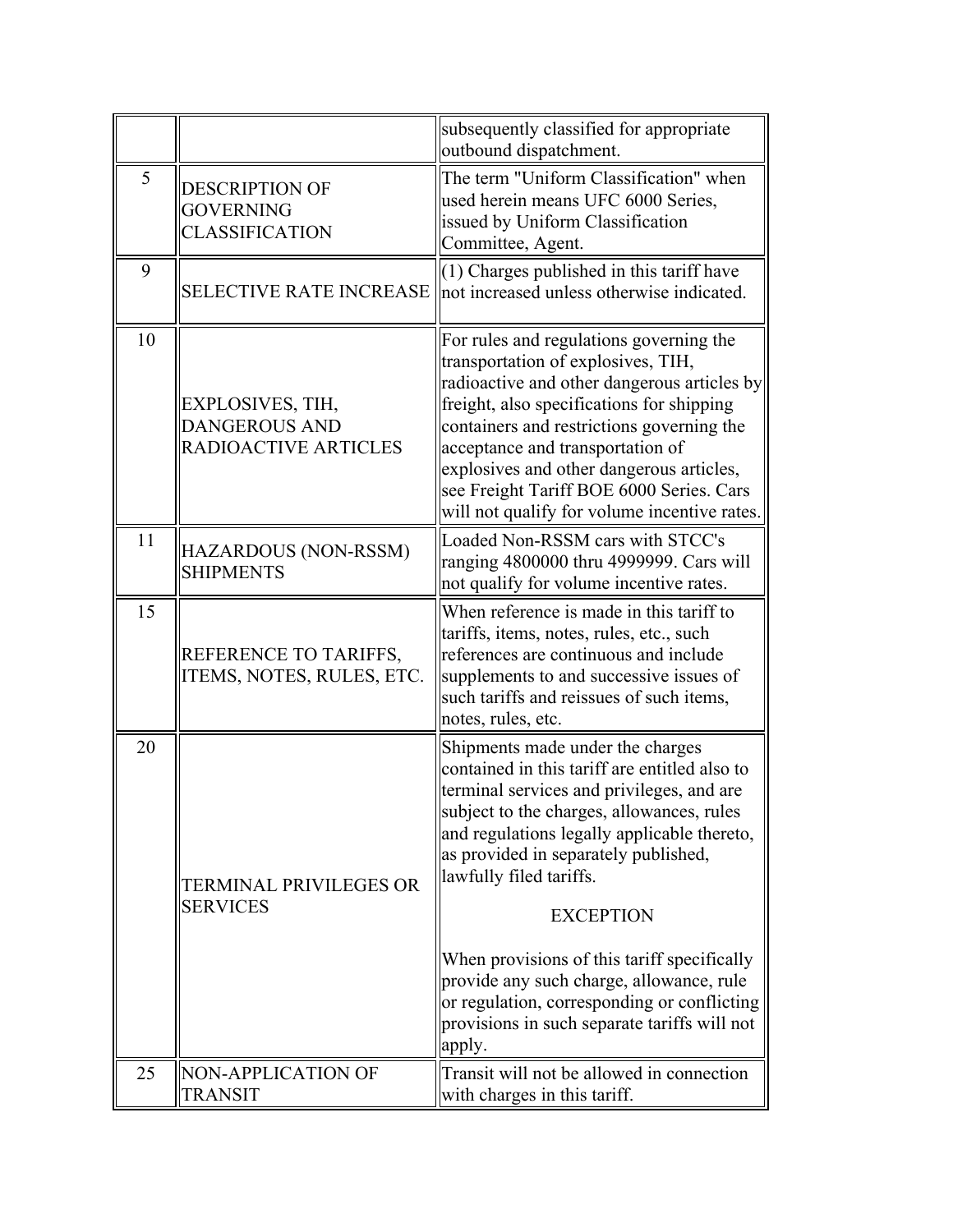| | | |
|---|---|---|
| | | subsequently classified for appropriate outbound dispatchment. |
| 5 | DESCRIPTION OF GOVERNING CLASSIFICATION | The term "Uniform Classification" when used herein means UFC 6000 Series, issued by Uniform Classification Committee, Agent. |
| 9 | SELECTIVE RATE INCREASE | (1) Charges published in this tariff have not increased unless otherwise indicated. |
| 10 | EXPLOSIVES, TIH, DANGEROUS AND RADIOACTIVE ARTICLES | For rules and regulations governing the transportation of explosives, TIH, radioactive and other dangerous articles by freight, also specifications for shipping containers and restrictions governing the acceptance and transportation of explosives and other dangerous articles, see Freight Tariff BOE 6000 Series. Cars will not qualify for volume incentive rates. |
| 11 | HAZARDOUS (NON-RSSM) SHIPMENTS | Loaded Non-RSSM cars with STCC's ranging 4800000 thru 4999999. Cars will not qualify for volume incentive rates. |
| 15 | REFERENCE TO TARIFFS, ITEMS, NOTES, RULES, ETC. | When reference is made in this tariff to tariffs, items, notes, rules, etc., such references are continuous and include supplements to and successive issues of such tariffs and reissues of such items, notes, rules, etc. |
| 20 | TERMINAL PRIVILEGES OR SERVICES | Shipments made under the charges contained in this tariff are entitled also to terminal services and privileges, and are subject to the charges, allowances, rules and regulations legally applicable thereto, as provided in separately published, lawfully filed tariffs.<br><br>EXCEPTION<br><br>When provisions of this tariff specifically provide any such charge, allowance, rule or regulation, corresponding or conflicting provisions in such separate tariffs will not apply. |
| 25 | NON-APPLICATION OF TRANSIT | Transit will not be allowed in connection with charges in this tariff. |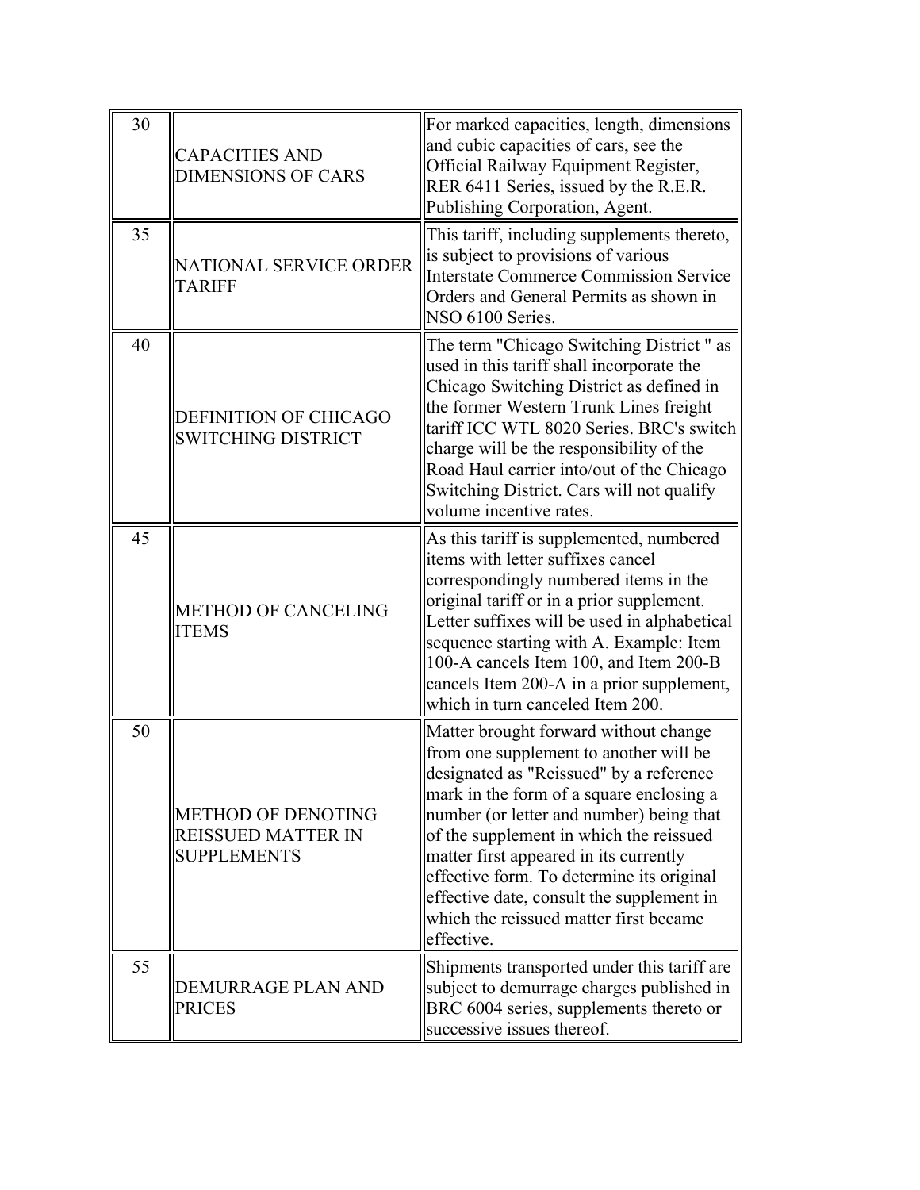| | | |
|---|---|---|
| 30 | CAPACITIES AND DIMENSIONS OF CARS | For marked capacities, length, dimensions and cubic capacities of cars, see the Official Railway Equipment Register, RER 6411 Series, issued by the R.E.R. Publishing Corporation, Agent. |
| 35 | NATIONAL SERVICE ORDER TARIFF | This tariff, including supplements thereto, is subject to provisions of various Interstate Commerce Commission Service Orders and General Permits as shown in NSO 6100 Series. |
| 40 | DEFINITION OF CHICAGO SWITCHING DISTRICT | The term "Chicago Switching District " as used in this tariff shall incorporate the Chicago Switching District as defined in the former Western Trunk Lines freight tariff ICC WTL 8020 Series. BRC's switch charge will be the responsibility of the Road Haul carrier into/out of the Chicago Switching District. Cars will not qualify volume incentive rates. |
| 45 | METHOD OF CANCELING ITEMS | As this tariff is supplemented, numbered items with letter suffixes cancel correspondingly numbered items in the original tariff or in a prior supplement. Letter suffixes will be used in alphabetical sequence starting with A. Example: Item 100-A cancels Item 100, and Item 200-B cancels Item 200-A in a prior supplement, which in turn canceled Item 200. |
| 50 | METHOD OF DENOTING REISSUED MATTER IN SUPPLEMENTS | Matter brought forward without change from one supplement to another will be designated as "Reissued" by a reference mark in the form of a square enclosing a number (or letter and number) being that of the supplement in which the reissued matter first appeared in its currently effective form. To determine its original effective date, consult the supplement in which the reissued matter first became effective. |
| 55 | DEMURRAGE PLAN AND PRICES | Shipments transported under this tariff are subject to demurrage charges published in BRC 6004 series, supplements thereto or successive issues thereof. |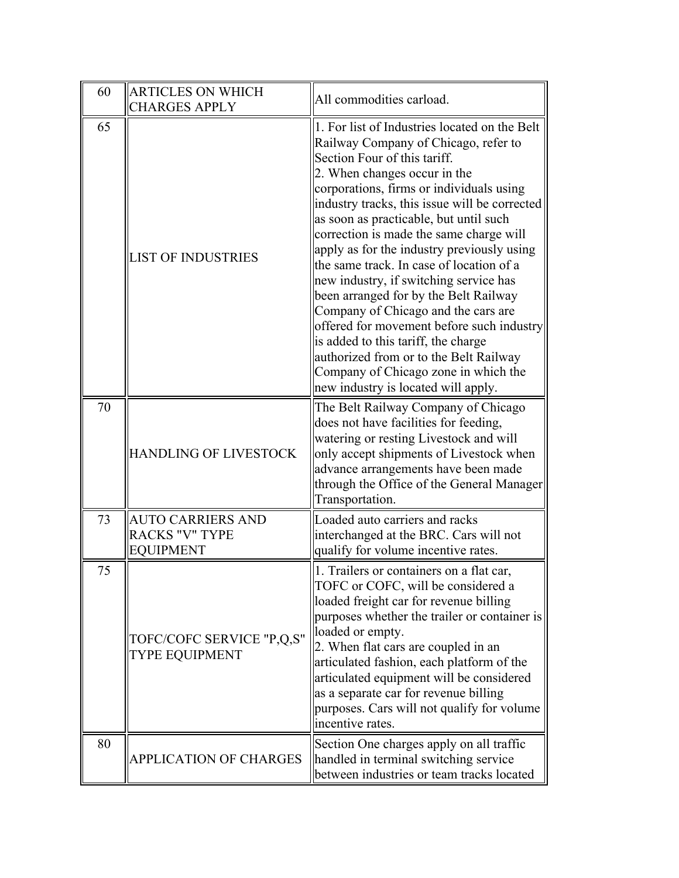| | | |
|---|---|---|
| 60 | ARTICLES ON WHICH CHARGES APPLY | All commodities carload. |
| 65 | LIST OF INDUSTRIES | 1. For list of Industries located on the Belt Railway Company of Chicago, refer to Section Four of this tariff.<br>2. When changes occur in the corporations, firms or individuals using industry tracks, this issue will be corrected as soon as practicable, but until such correction is made the same charge will apply as for the industry previously using the same track. In case of location of a new industry, if switching service has been arranged for by the Belt Railway Company of Chicago and the cars are offered for movement before such industry is added to this tariff, the charge authorized from or to the Belt Railway Company of Chicago zone in which the new industry is located will apply. |
| 70 | HANDLING OF LIVESTOCK | The Belt Railway Company of Chicago does not have facilities for feeding, watering or resting Livestock and will only accept shipments of Livestock when advance arrangements have been made through the Office of the General Manager Transportation. |
| 73 | AUTO CARRIERS AND RACKS "V" TYPE EQUIPMENT | Loaded auto carriers and racks interchanged at the BRC. Cars will not qualify for volume incentive rates. |
| 75 | TOFC/COFC SERVICE "P,Q,S" TYPE EQUIPMENT | 1. Trailers or containers on a flat car, TOFC or COFC, will be considered a loaded freight car for revenue billing purposes whether the trailer or container is loaded or empty.<br>2. When flat cars are coupled in an articulated fashion, each platform of the articulated equipment will be considered as a separate car for revenue billing purposes. Cars will not qualify for volume incentive rates. |
| 80 | APPLICATION OF CHARGES | Section One charges apply on all traffic handled in terminal switching service between industries or team tracks located |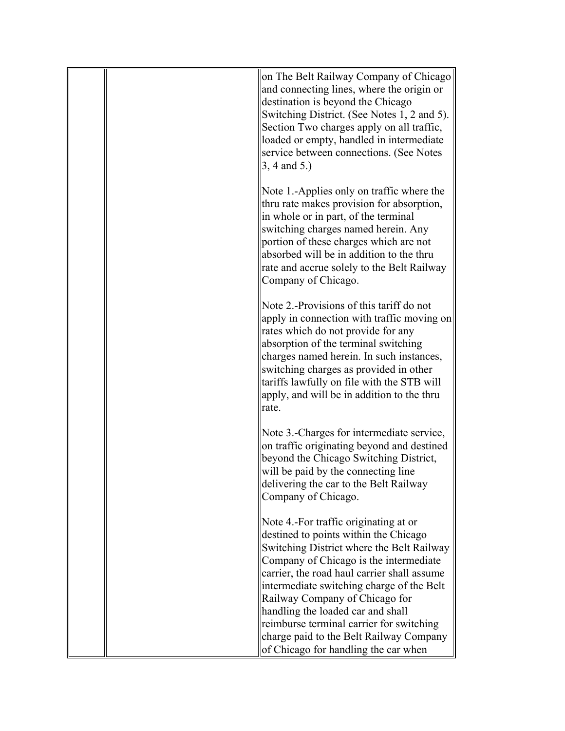| | | |
|---|---|---|
| | | on The Belt Railway Company of Chicago and connecting lines, where the origin or destination is beyond the Chicago Switching District. (See Notes 1, 2 and 5). Section Two charges apply on all traffic, loaded or empty, handled in intermediate service between connections. (See Notes 3, 4 and 5.)<br><br>Note 1.-Applies only on traffic where the thru rate makes provision for absorption, in whole or in part, of the terminal switching charges named herein. Any portion of these charges which are not absorbed will be in addition to the thru rate and accrue solely to the Belt Railway Company of Chicago.<br><br>Note 2.-Provisions of this tariff do not apply in connection with traffic moving on rates which do not provide for any absorption of the terminal switching charges named herein. In such instances, switching charges as provided in other tariffs lawfully on file with the STB will apply, and will be in addition to the thru rate.<br><br>Note 3.-Charges for intermediate service, on traffic originating beyond and destined beyond the Chicago Switching District, will be paid by the connecting line delivering the car to the Belt Railway Company of Chicago.<br><br>Note 4.-For traffic originating at or destined to points within the Chicago Switching District where the Belt Railway Company of Chicago is the intermediate carrier, the road haul carrier shall assume intermediate switching charge of the Belt Railway Company of Chicago for handling the loaded car and shall reimburse terminal carrier for switching charge paid to the Belt Railway Company of Chicago for handling the car when |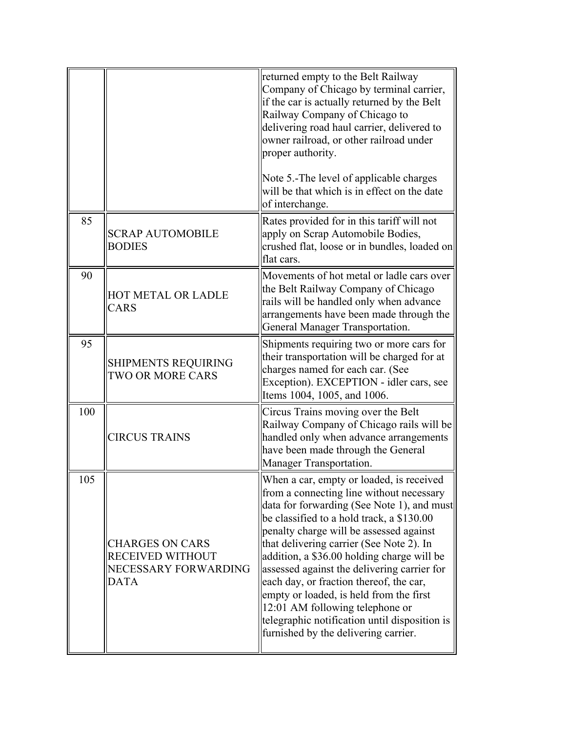| | | |
|---|---|---|
| | | returned empty to the Belt Railway Company of Chicago by terminal carrier, if the car is actually returned by the Belt Railway Company of Chicago to delivering road haul carrier, delivered to owner railroad, or other railroad under proper authority.<br><br>Note 5.-The level of applicable charges will be that which is in effect on the date of interchange. |
| 85 | SCRAP AUTOMOBILE BODIES | Rates provided for in this tariff will not apply on Scrap Automobile Bodies, crushed flat, loose or in bundles, loaded on flat cars. |
| 90 | HOT METAL OR LADLE CARS | Movements of hot metal or ladle cars over the Belt Railway Company of Chicago rails will be handled only when advance arrangements have been made through the General Manager Transportation. |
| 95 | SHIPMENTS REQUIRING TWO OR MORE CARS | Shipments requiring two or more cars for their transportation will be charged for at charges named for each car. (See Exception). EXCEPTION - idler cars, see Items 1004, 1005, and 1006. |
| 100 | CIRCUS TRAINS | Circus Trains moving over the Belt Railway Company of Chicago rails will be handled only when advance arrangements have been made through the General Manager Transportation. |
| 105 | CHARGES ON CARS RECEIVED WITHOUT NECESSARY FORWARDING DATA | When a car, empty or loaded, is received from a connecting line without necessary data for forwarding (See Note 1), and must be classified to a hold track, a \$130.00 penalty charge will be assessed against that delivering carrier (See Note 2). In addition, a \$36.00 holding charge will be assessed against the delivering carrier for each day, or fraction thereof, the car, empty or loaded, is held from the first 12:01 AM following telephone or telegraphic notification until disposition is furnished by the delivering carrier. |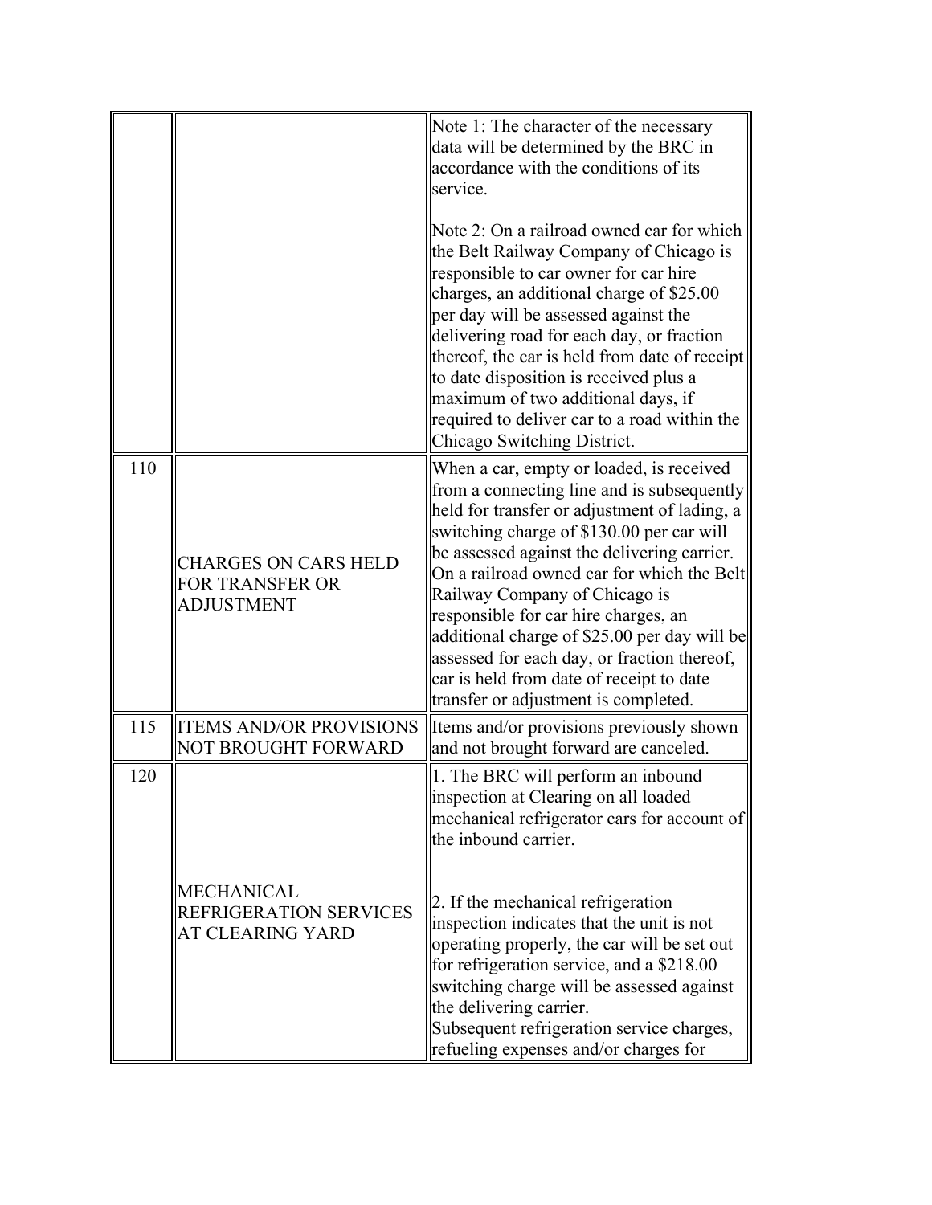| | | |
|---|---|---|
| | | Note 1: The character of the necessary data will be determined by the BRC in accordance with the conditions of its service.<br><br>Note 2: On a railroad owned car for which the Belt Railway Company of Chicago is responsible to car owner for car hire charges, an additional charge of $25.00 per day will be assessed against the delivering road for each day, or fraction thereof, the car is held from date of receipt to date disposition is received plus a maximum of two additional days, if required to deliver car to a road within the Chicago Switching District. |
| 110 | CHARGES ON CARS HELD FOR TRANSFER OR ADJUSTMENT | When a car, empty or loaded, is received from a connecting line and is subsequently held for transfer or adjustment of lading, a switching charge of $130.00 per car will be assessed against the delivering carrier. On a railroad owned car for which the Belt Railway Company of Chicago is responsible for car hire charges, an additional charge of $25.00 per day will be assessed for each day, or fraction thereof, car is held from date of receipt to date transfer or adjustment is completed. |
| 115 | ITEMS AND/OR PROVISIONS NOT BROUGHT FORWARD | Items and/or provisions previously shown and not brought forward are canceled. |
| 120 | MECHANICAL REFRIGERATION SERVICES AT CLEARING YARD | 1. The BRC will perform an inbound inspection at Clearing on all loaded mechanical refrigerator cars for account of the inbound carrier.<br><br>2. If the mechanical refrigeration inspection indicates that the unit is not operating properly, the car will be set out for refrigeration service, and a $218.00 switching charge will be assessed against the delivering carrier.<br>Subsequent refrigeration service charges, refueling expenses and/or charges for |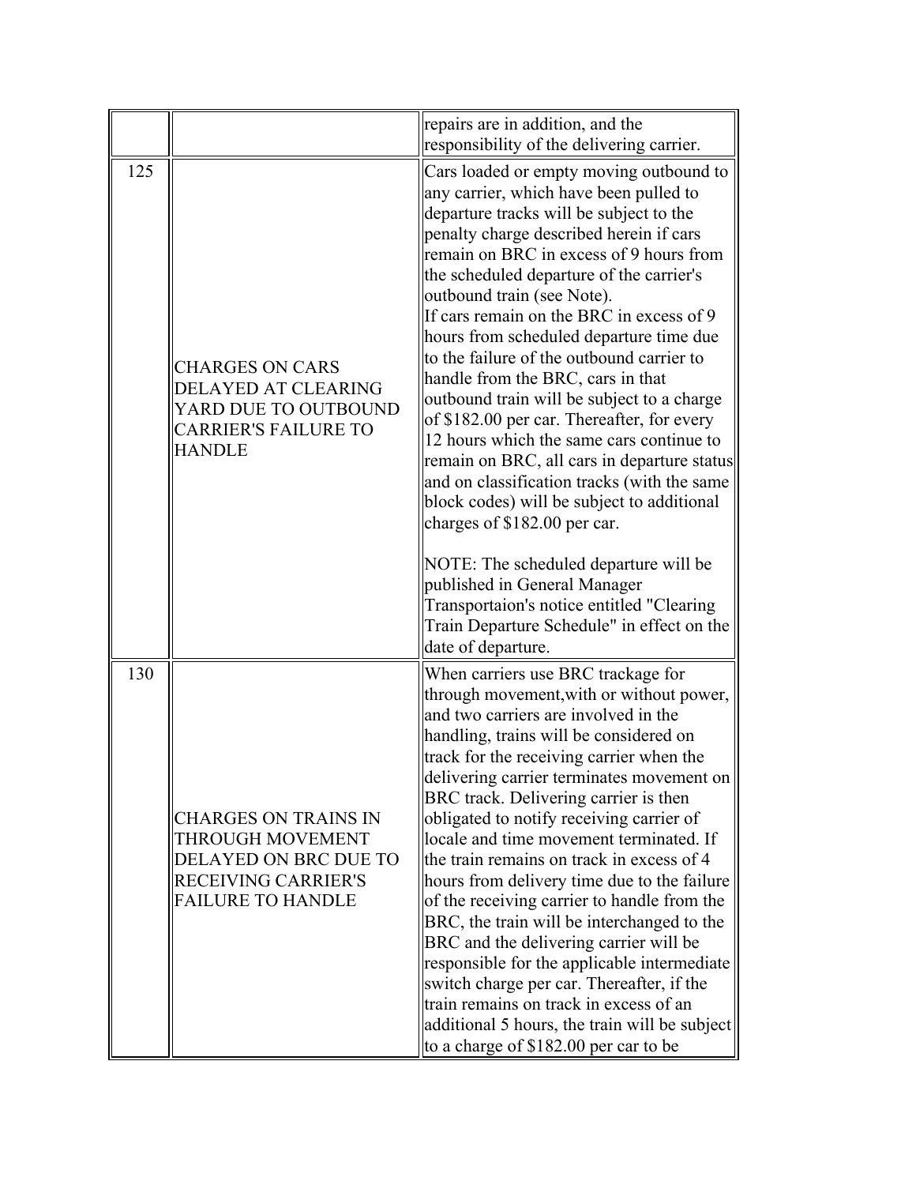| | | |
|---|---|---|
| | | repairs are in addition, and the responsibility of the delivering carrier. |
| 125 | CHARGES ON CARS DELAYED AT CLEARING YARD DUE TO OUTBOUND CARRIER'S FAILURE TO HANDLE | Cars loaded or empty moving outbound to any carrier, which have been pulled to departure tracks will be subject to the penalty charge described herein if cars remain on BRC in excess of 9 hours from the scheduled departure of the carrier's outbound train (see Note).<br>If cars remain on the BRC in excess of 9 hours from scheduled departure time due to the failure of the outbound carrier to handle from the BRC, cars in that outbound train will be subject to a charge of $182.00 per car. Thereafter, for every 12 hours which the same cars continue to remain on BRC, all cars in departure status and on classification tracks (with the same block codes) will be subject to additional charges of $182.00 per car.<br><br>NOTE: The scheduled departure will be published in General Manager Transportaion's notice entitled "Clearing Train Departure Schedule" in effect on the date of departure. |
| 130 | CHARGES ON TRAINS IN THROUGH MOVEMENT DELAYED ON BRC DUE TO RECEIVING CARRIER'S FAILURE TO HANDLE | When carriers use BRC trackage for through movement,with or without power, and two carriers are involved in the handling, trains will be considered on track for the receiving carrier when the delivering carrier terminates movement on BRC track. Delivering carrier is then obligated to notify receiving carrier of locale and time movement terminated. If the train remains on track in excess of 4 hours from delivery time due to the failure of the receiving carrier to handle from the BRC, the train will be interchanged to the BRC and the delivering carrier will be responsible for the applicable intermediate switch charge per car. Thereafter, if the train remains on track in excess of an additional 5 hours, the train will be subject to a charge of $182.00 per car to be |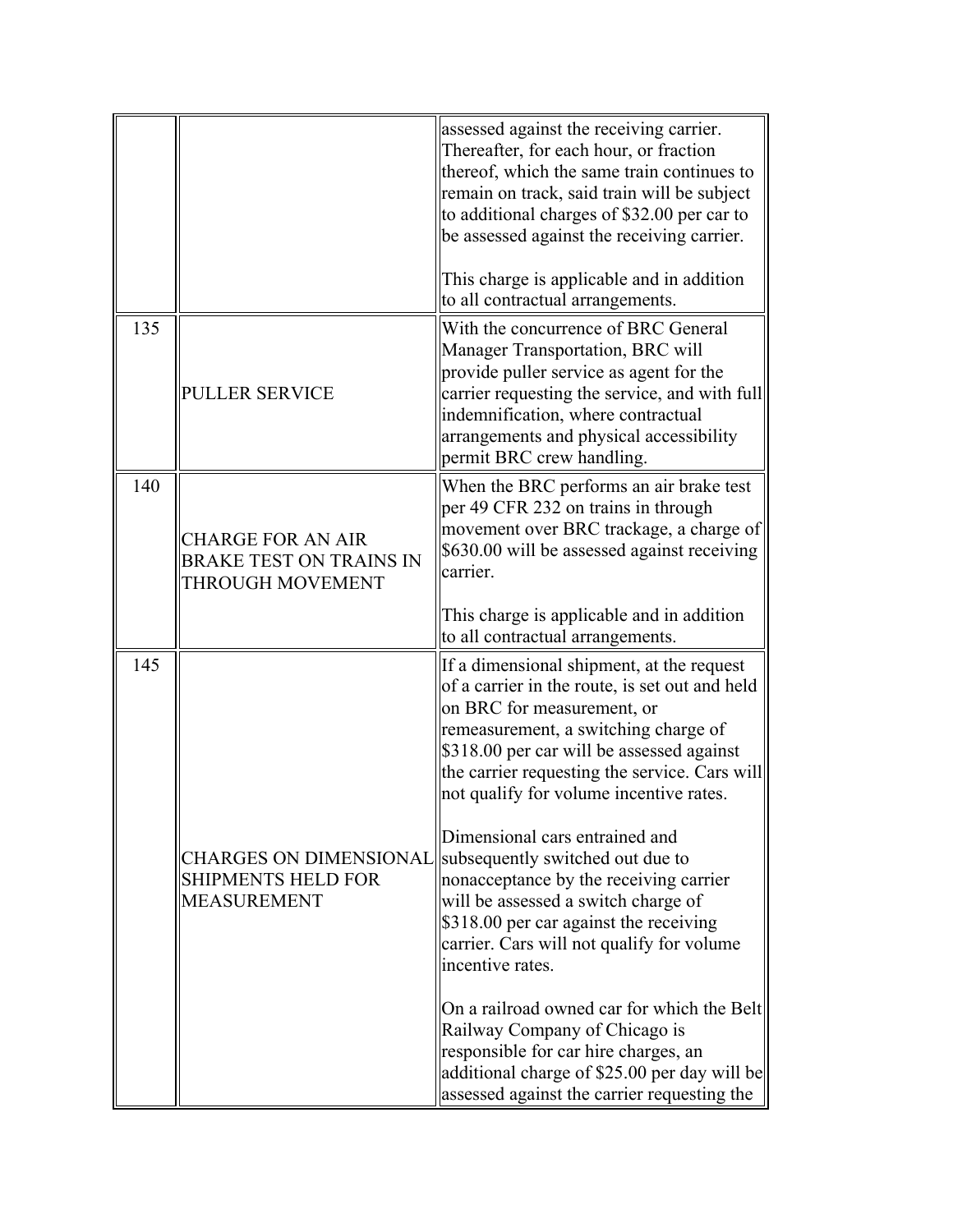| | | |
|---|---|---|
| | | assessed against the receiving carrier. Thereafter, for each hour, or fraction thereof, which the same train continues to remain on track, said train will be subject to additional charges of $32.00 per car to be assessed against the receiving carrier.<br><br>This charge is applicable and in addition to all contractual arrangements. |
| 135 | PULLER SERVICE | With the concurrence of BRC General Manager Transportation, BRC will provide puller service as agent for the carrier requesting the service, and with full indemnification, where contractual arrangements and physical accessibility permit BRC crew handling. |
| 140 | CHARGE FOR AN AIR BRAKE TEST ON TRAINS IN THROUGH MOVEMENT | When the BRC performs an air brake test per 49 CFR 232 on trains in through movement over BRC trackage, a charge of $630.00 will be assessed against receiving carrier.<br><br>This charge is applicable and in addition to all contractual arrangements. |
| 145 | CHARGES ON DIMENSIONAL SHIPMENTS HELD FOR MEASUREMENT | If a dimensional shipment, at the request of a carrier in the route, is set out and held on BRC for measurement, or remeasurement, a switching charge of $318.00 per car will be assessed against the carrier requesting the service. Cars will not qualify for volume incentive rates.<br><br>Dimensional cars entrained and subsequently switched out due to nonacceptance by the receiving carrier will be assessed a switch charge of $318.00 per car against the receiving carrier. Cars will not qualify for volume incentive rates.<br><br>On a railroad owned car for which the Belt Railway Company of Chicago is responsible for car hire charges, an additional charge of $25.00 per day will be assessed against the carrier requesting the |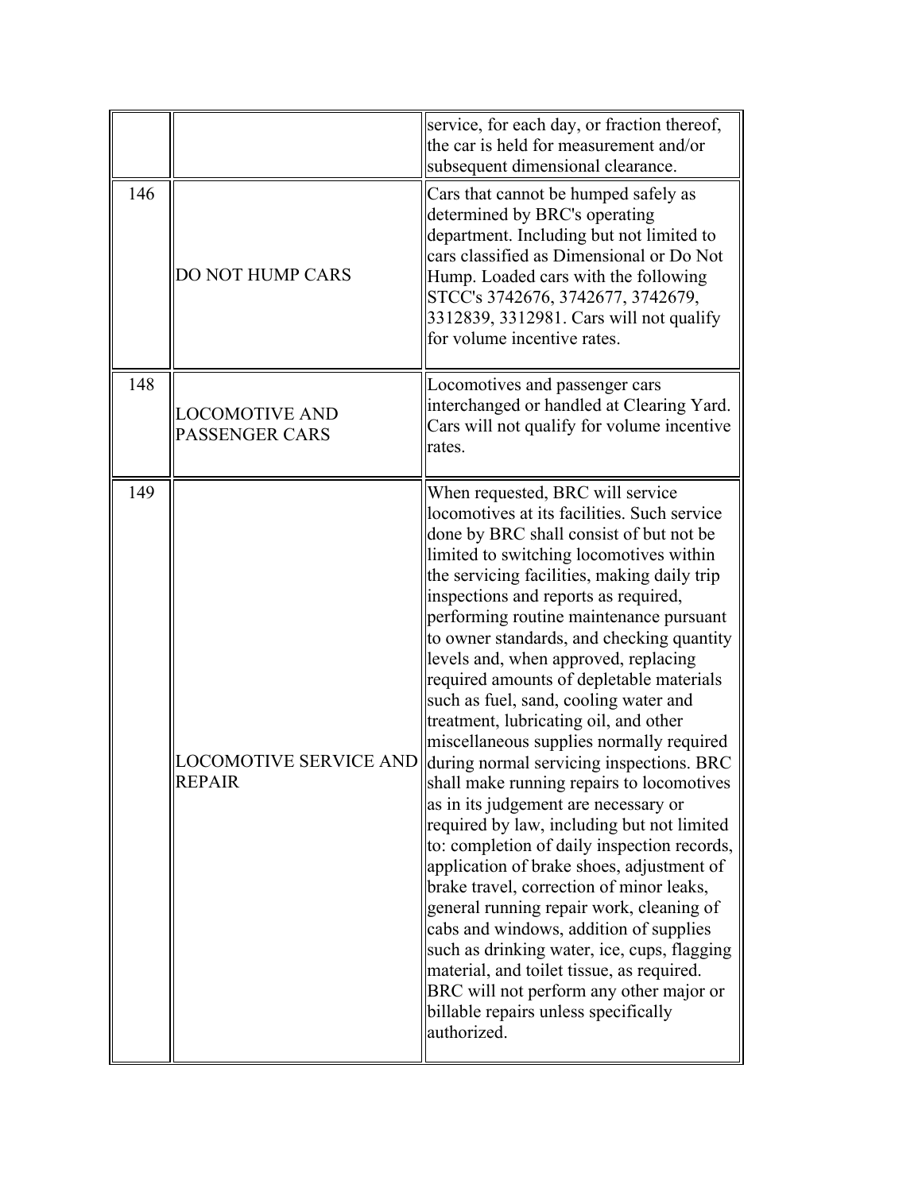| | | |
|---|---|---|
| | | service, for each day, or fraction thereof, the car is held for measurement and/or subsequent dimensional clearance. |
| 146 | DO NOT HUMP CARS | Cars that cannot be humped safely as determined by BRC's operating department. Including but not limited to cars classified as Dimensional or Do Not Hump. Loaded cars with the following STCC's 3742676, 3742677, 3742679, 3312839, 3312981. Cars will not qualify for volume incentive rates. |
| 148 | LOCOMOTIVE AND PASSENGER CARS | Locomotives and passenger cars interchanged or handled at Clearing Yard. Cars will not qualify for volume incentive rates. |
| 149 | LOCOMOTIVE SERVICE AND REPAIR | When requested, BRC will service locomotives at its facilities. Such service done by BRC shall consist of but not be limited to switching locomotives within the servicing facilities, making daily trip inspections and reports as required, performing routine maintenance pursuant to owner standards, and checking quantity levels and, when approved, replacing required amounts of depletable materials such as fuel, sand, cooling water and treatment, lubricating oil, and other miscellaneous supplies normally required during normal servicing inspections. BRC shall make running repairs to locomotives as in its judgement are necessary or required by law, including but not limited to: completion of daily inspection records, application of brake shoes, adjustment of brake travel, correction of minor leaks, general running repair work, cleaning of cabs and windows, addition of supplies such as drinking water, ice, cups, flagging material, and toilet tissue, as required. BRC will not perform any other major or billable repairs unless specifically authorized. |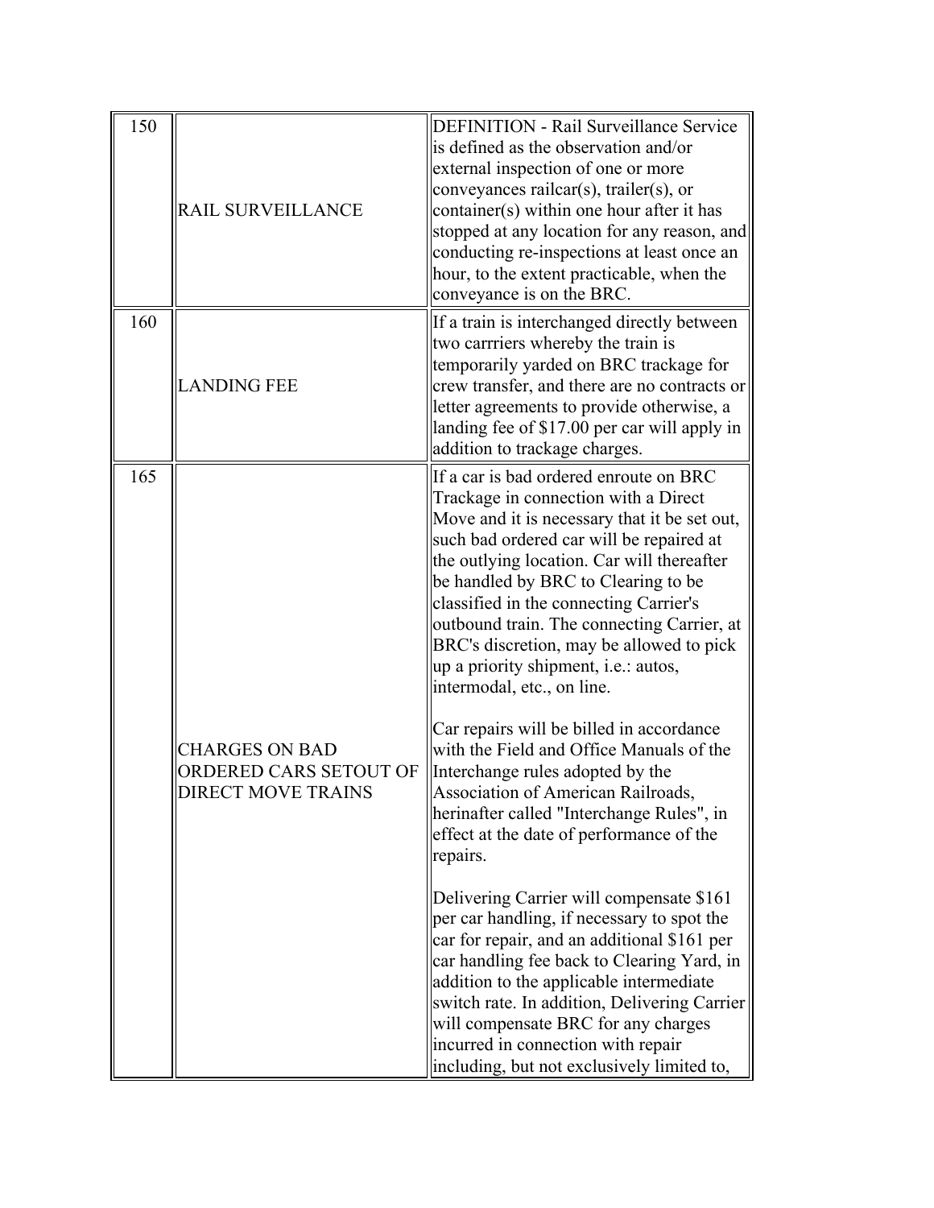| | | |
|---|---|---|
| 150 | RAIL SURVEILLANCE | DEFINITION - Rail Surveillance Service is defined as the observation and/or external inspection of one or more conveyances railcar(s), trailer(s), or container(s) within one hour after it has stopped at any location for any reason, and conducting re-inspections at least once an hour, to the extent practicable, when the conveyance is on the BRC. |
| 160 | LANDING FEE | If a train is interchanged directly between two carrriers whereby the train is temporarily yarded on BRC trackage for crew transfer, and there are no contracts or letter agreements to provide otherwise, a landing fee of $17.00 per car will apply in addition to trackage charges. |
| 165 | CHARGES ON BAD ORDERED CARS SETOUT OF DIRECT MOVE TRAINS | If a car is bad ordered enroute on BRC Trackage in connection with a Direct Move and it is necessary that it be set out, such bad ordered car will be repaired at the outlying location. Car will thereafter be handled by BRC to Clearing to be classified in the connecting Carrier's outbound train. The connecting Carrier, at BRC's discretion, may be allowed to pick up a priority shipment, i.e.: autos, intermodal, etc., on line.<br><br>Car repairs will be billed in accordance with the Field and Office Manuals of the Interchange rules adopted by the Association of American Railroads, herinafter called "Interchange Rules", in effect at the date of performance of the repairs.<br><br>Delivering Carrier will compensate $161 per car handling, if necessary to spot the car for repair, and an additional $161 per car handling fee back to Clearing Yard, in addition to the applicable intermediate switch rate. In addition, Delivering Carrier will compensate BRC for any charges incurred in connection with repair including, but not exclusively limited to, |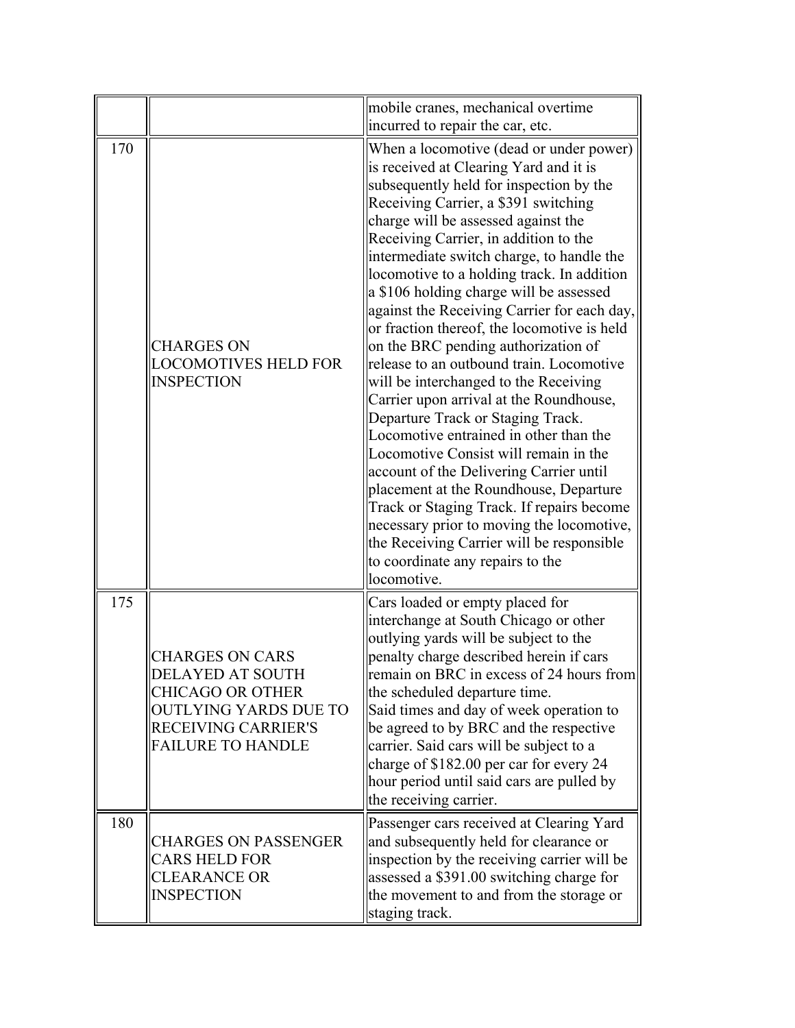| | | |
|---|---|---|
| | | mobile cranes, mechanical overtime incurred to repair the car, etc. |
| 170 | CHARGES ON LOCOMOTIVES HELD FOR INSPECTION | When a locomotive (dead or under power) is received at Clearing Yard and it is subsequently held for inspection by the Receiving Carrier, a $391 switching charge will be assessed against the Receiving Carrier, in addition to the intermediate switch charge, to handle the locomotive to a holding track. In addition a $106 holding charge will be assessed against the Receiving Carrier for each day, or fraction thereof, the locomotive is held on the BRC pending authorization of release to an outbound train. Locomotive will be interchanged to the Receiving Carrier upon arrival at the Roundhouse, Departure Track or Staging Track. Locomotive entrained in other than the Locomotive Consist will remain in the account of the Delivering Carrier until placement at the Roundhouse, Departure Track or Staging Track. If repairs become necessary prior to moving the locomotive, the Receiving Carrier will be responsible to coordinate any repairs to the locomotive. |
| 175 | CHARGES ON CARS DELAYED AT SOUTH CHICAGO OR OTHER OUTLYING YARDS DUE TO RECEIVING CARRIER'S FAILURE TO HANDLE | Cars loaded or empty placed for interchange at South Chicago or other outlying yards will be subject to the penalty charge described herein if cars remain on BRC in excess of 24 hours from the scheduled departure time.<br>Said times and day of week operation to be agreed to by BRC and the respective carrier. Said cars will be subject to a charge of $182.00 per car for every 24 hour period until said cars are pulled by the receiving carrier. |
| 180 | CHARGES ON PASSENGER CARS HELD FOR CLEARANCE OR INSPECTION | Passenger cars received at Clearing Yard and subsequently held for clearance or inspection by the receiving carrier will be assessed a $391.00 switching charge for the movement to and from the storage or staging track. |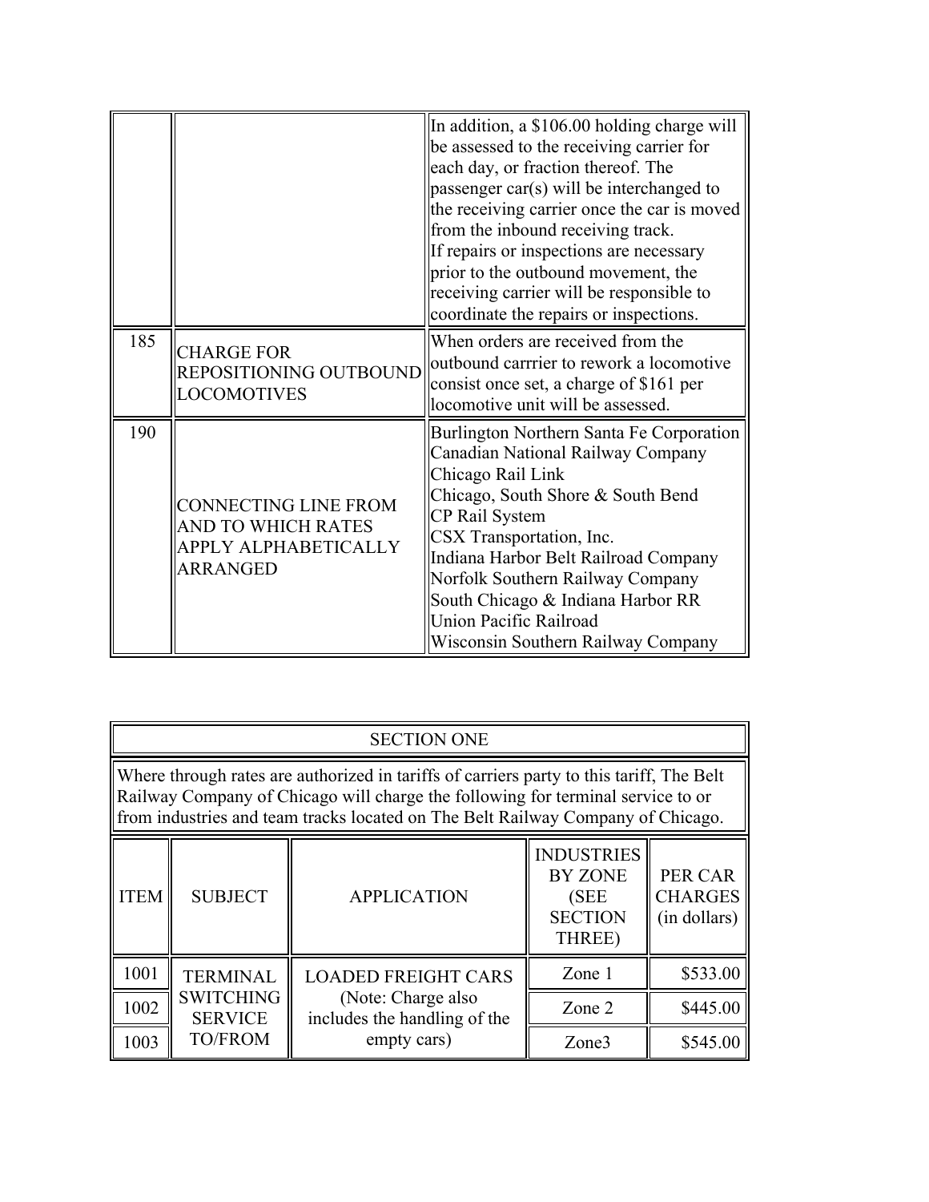| | | |
|---|---|---|
| | | In addition, a $106.00 holding charge will be assessed to the receiving carrier for each day, or fraction thereof. The passenger car(s) will be interchanged to the receiving carrier once the car is moved from the inbound receiving track.<br>If repairs or inspections are necessary prior to the outbound movement, the receiving carrier will be responsible to coordinate the repairs or inspections. |
| 185 | CHARGE FOR REPOSITIONING OUTBOUND LOCOMOTIVES | When orders are received from the outbound carrrier to rework a locomotive consist once set, a charge of $161 per locomotive unit will be assessed. |
| 190 | CONNECTING LINE FROM AND TO WHICH RATES APPLY ALPHABETICALLY ARRANGED | Burlington Northern Santa Fe Corporation<br>Canadian National Railway Company<br>Chicago Rail Link<br>Chicago, South Shore & South Bend<br>CP Rail System<br>CSX Transportation, Inc.<br>Indiana Harbor Belt Railroad Company<br>Norfolk Southern Railway Company<br>South Chicago & Indiana Harbor RR<br>Union Pacific Railroad<br>Wisconsin Southern Railway Company |

| SECTION ONE | | | | |
|---|---|---|---|---|
| Where through rates are authorized in tariffs of carriers party to this tariff, The Belt Railway Company of Chicago will charge the following for terminal service to or from industries and team tracks located on The Belt Railway Company of Chicago. | | | | |
| ITEM | SUBJECT | APPLICATION | INDUSTRIES BY ZONE (SEE SECTION THREE) | PER CAR CHARGES (in dollars) |
| 1001 | TERMINAL SWITCHING SERVICE TO/FROM | LOADED FREIGHT CARS (Note: Charge also includes the handling of the empty cars) | Zone 1 | $533.00 |
| 1002 | | | Zone 2 | $445.00 |
| 1003 | | | Zone3 | $545.00 |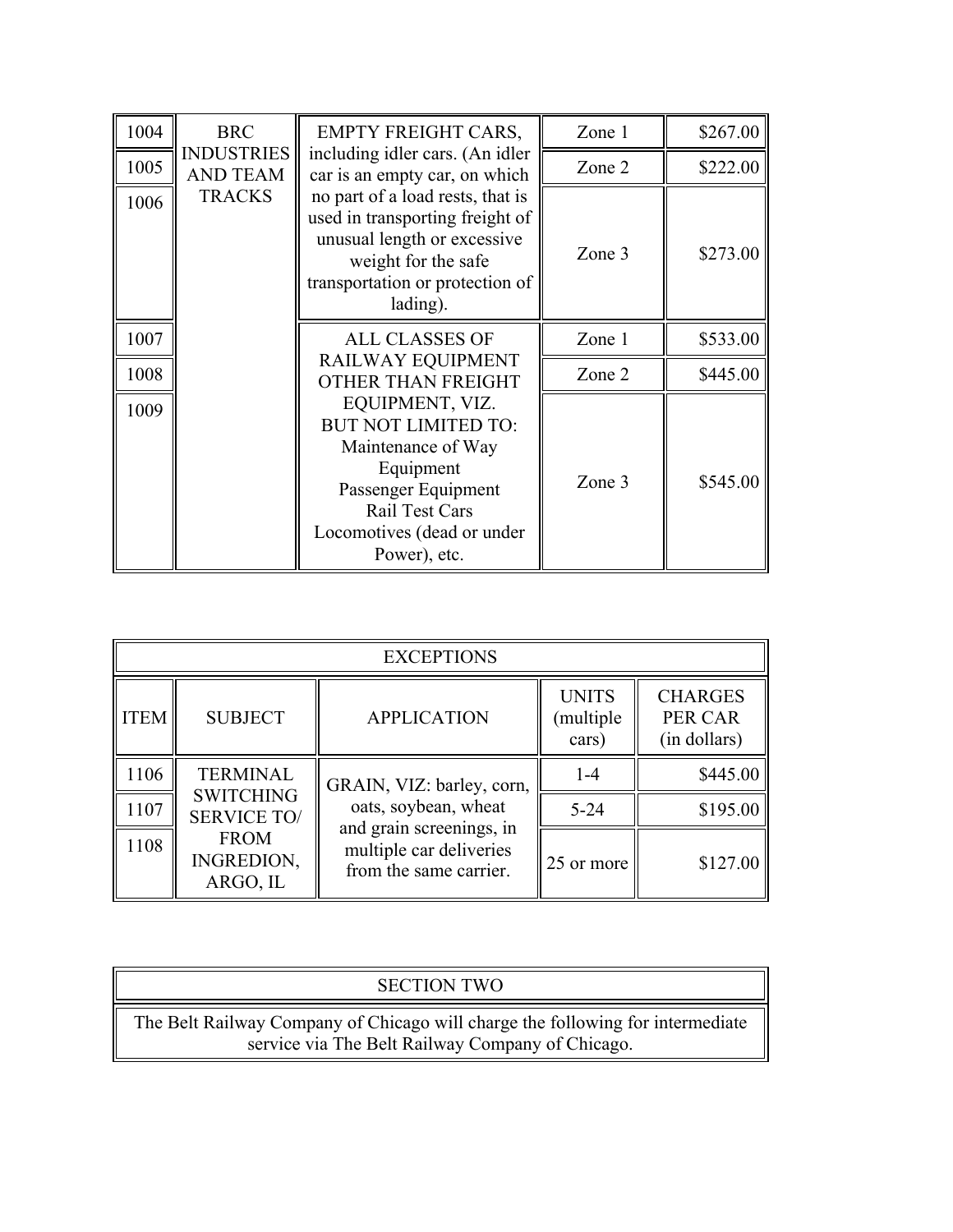| | | | | |
|---|---|---|---|---|
| 1004 | BRC INDUSTRIES AND TEAM TRACKS | EMPTY FREIGHT CARS, including idler cars. (An idler car is an empty car, on which no part of a load rests, that is used in transporting freight of unusual length or excessive weight for the safe transportation or protection of lading). | Zone 1 | $267.00 |
| 1005 | | | Zone 2 | $222.00 |
| 1006 | | | Zone 3 | $273.00 |
| 1007 | | ALL CLASSES OF RAILWAY EQUIPMENT OTHER THAN FREIGHT EQUIPMENT, VIZ. BUT NOT LIMITED TO: Maintenance of Way Equipment Passenger Equipment Rail Test Cars Locomotives (dead or under Power), etc. | Zone 1 | $533.00 |
| 1008 | | | Zone 2 | $445.00 |
| 1009 | | | Zone 3 | $545.00 |

| EXCEPTIONS | | | | |
|---|---|---|---|---|
| ITEM | SUBJECT | APPLICATION | UNITS (multiple cars) | CHARGES PER CAR (in dollars) |
| 1106 | TERMINAL SWITCHING SERVICE TO/ FROM INGREDION, ARGO, IL | GRAIN, VIZ: barley, corn, oats, soybean, wheat and grain screenings, in multiple car deliveries from the same carrier. | 1-4 | $445.00 |
| 1107 | | | 5-24 | $195.00 |
| 1108 | | | 25 or more | $127.00 |

| SECTION TWO |
|---|
| The Belt Railway Company of Chicago will charge the following for intermediate service via The Belt Railway Company of Chicago. |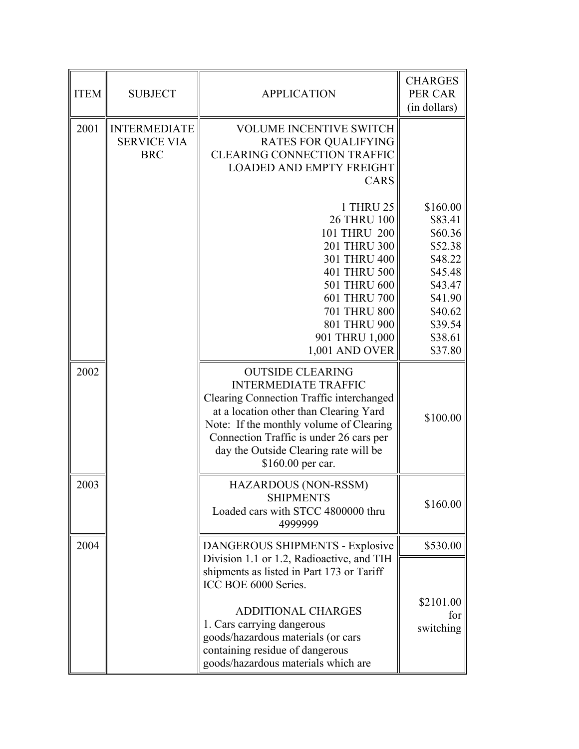| ITEM | SUBJECT | APPLICATION | CHARGES PER CAR (in dollars) |
|---|---|---|---|
| 2001 | INTERMEDIATE SERVICE VIA BRC | VOLUME INCENTIVE SWITCH RATES FOR QUALIFYING CLEARING CONNECTION TRAFFIC LOADED AND EMPTY FREIGHT CARS | |
| | | 1 THRU 25 | $160.00 |
| | | 26 THRU 100 | $83.41 |
| | | 101 THRU 200 | $60.36 |
| | | 201 THRU 300 | $52.38 |
| | | 301 THRU 400 | $48.22 |
| | | 401 THRU 500 | $45.48 |
| | | 501 THRU 600 | $43.47 |
| | | 601 THRU 700 | $41.90 |
| | | 701 THRU 800 | $40.62 |
| | | 801 THRU 900 | $39.54 |
| | | 901 THRU 1,000 | $38.61 |
| | | 1,001 AND OVER | $37.80 |
| 2002 | | OUTSIDE CLEARING INTERMEDIATE TRAFFIC<br>Clearing Connection Traffic interchanged at a location other than Clearing Yard<br>Note: If the monthly volume of Clearing Connection Traffic is under 26 cars per day the Outside Clearing rate will be $160.00 per car. | $100.00 |
| 2003 | | HAZARDOUS (NON-RSSM) SHIPMENTS<br>Loaded cars with STCC 4800000 thru 4999999 | $160.00 |
| 2004 | | DANGEROUS SHIPMENTS - Explosive Division 1.1 or 1.2, Radioactive, and TIH shipments as listed in Part 173 or Tariff ICC BOE 6000 Series. | $530.00 |
| | | ADDITIONAL CHARGES<br>1. Cars carrying dangerous goods/hazardous materials (or cars containing residue of dangerous goods/hazardous materials which are | $2101.00 for switching |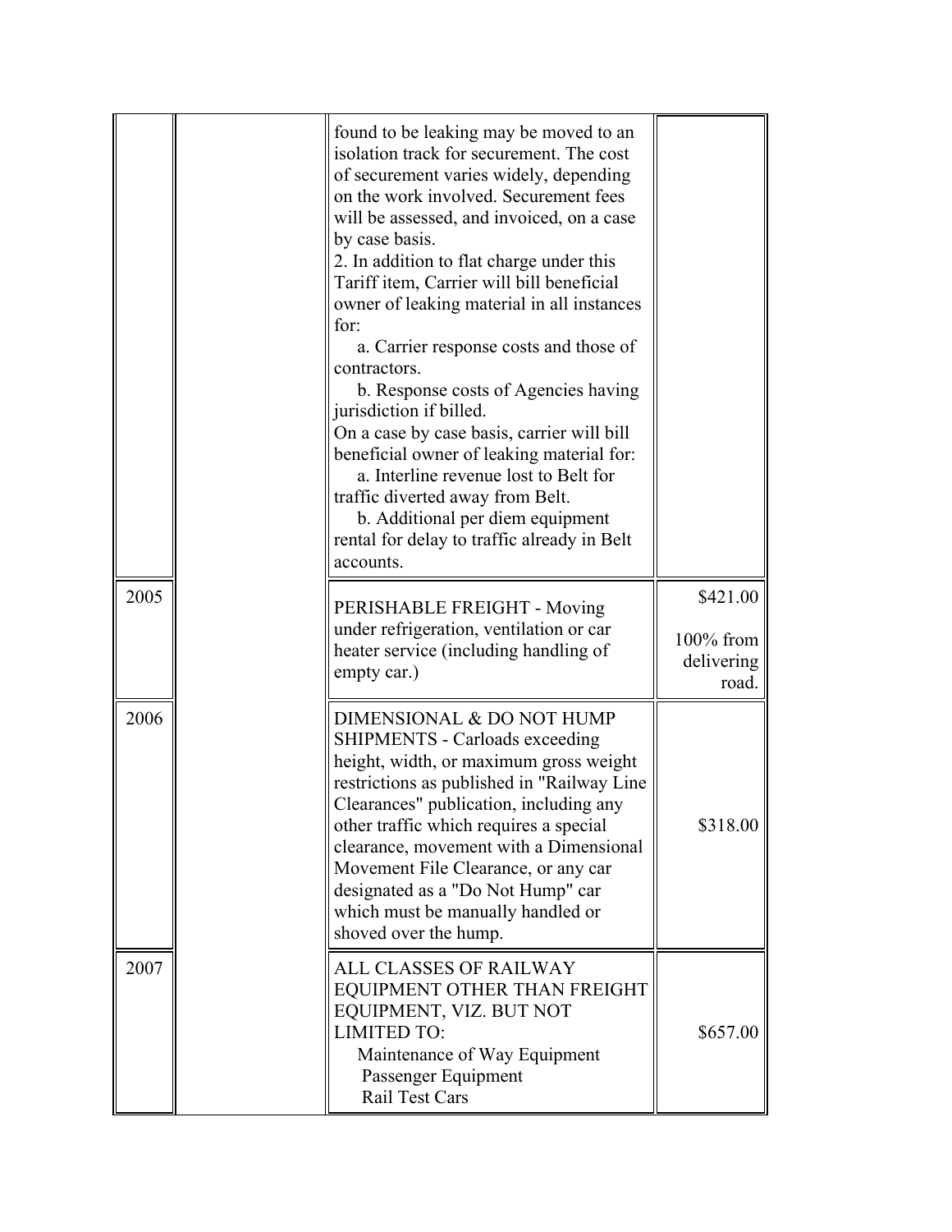| | | | |
|---|---|---|---|
| | | found to be leaking may be moved to an isolation track for securement. The cost of securement varies widely, depending on the work involved. Securement fees will be assessed, and invoiced, on a case by case basis.<br>2. In addition to flat charge under this Tariff item, Carrier will bill beneficial owner of leaking material in all instances for:<br>a. Carrier response costs and those of contractors.<br>b. Response costs of Agencies having jurisdiction if billed.<br>On a case by case basis, carrier will bill beneficial owner of leaking material for:<br>a. Interline revenue lost to Belt for traffic diverted away from Belt.<br>b. Additional per diem equipment rental for delay to traffic already in Belt accounts. | |
| 2005 | | PERISHABLE FREIGHT - Moving under refrigeration, ventilation or car heater service (including handling of empty car.) | \$421.00<br>100% from delivering road. |
| 2006 | | DIMENSIONAL & DO NOT HUMP SHIPMENTS - Carloads exceeding height, width, or maximum gross weight restrictions as published in "Railway Line Clearances" publication, including any other traffic which requires a special clearance, movement with a Dimensional Movement File Clearance, or any car designated as a "Do Not Hump" car which must be manually handled or shoved over the hump. | \$318.00 |
| 2007 | | ALL CLASSES OF RAILWAY EQUIPMENT OTHER THAN FREIGHT EQUIPMENT, VIZ. BUT NOT LIMITED TO:<br>Maintenance of Way Equipment<br>Passenger Equipment<br>Rail Test Cars | \$657.00 |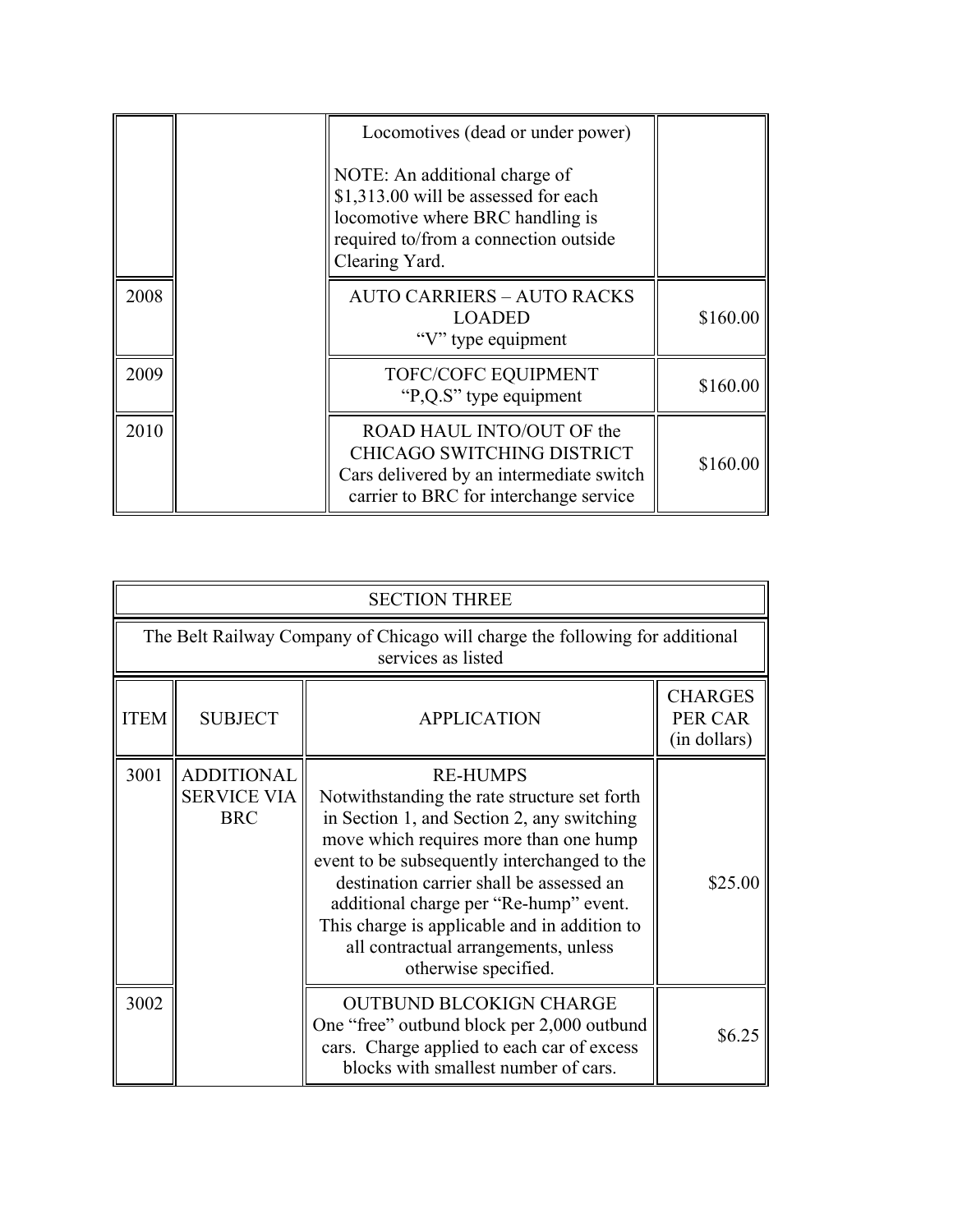| | | | |
|---|---|---|---|
| | | Locomotives (dead or under power)<br><br>NOTE: An additional charge of $1,313.00 will be assessed for each locomotive where BRC handling is required to/from a connection outside Clearing Yard. | |
| 2008 | | AUTO CARRIERS – AUTO RACKS LOADED<br>"V" type equipment | \$160.00 |
| 2009 | | TOFC/COFC EQUIPMENT<br>"P,Q.S" type equipment | \$160.00 |
| 2010 | | ROAD HAUL INTO/OUT OF the CHICAGO SWITCHING DISTRICT<br>Cars delivered by an intermediate switch carrier to BRC for interchange service | \$160.00 |

| SECTION THREE | | | |
|---|---|---|---|
| The Belt Railway Company of Chicago will charge the following for additional services as listed | | | |
| ITEM | SUBJECT | APPLICATION | CHARGES PER CAR (in dollars) |
| 3001 | ADDITIONAL SERVICE VIA BRC | RE-HUMPS<br>Notwithstanding the rate structure set forth in Section 1, and Section 2, any switching move which requires more than one hump event to be subsequently interchanged to the destination carrier shall be assessed an additional charge per "Re-hump" event. This charge is applicable and in addition to all contractual arrangements, unless otherwise specified. | \$25.00 |
| 3002 | | OUTBUND BLCOKIGN CHARGE<br>One "free" outbund block per 2,000 outbund cars. Charge applied to each car of excess blocks with smallest number of cars. | \$6.25 |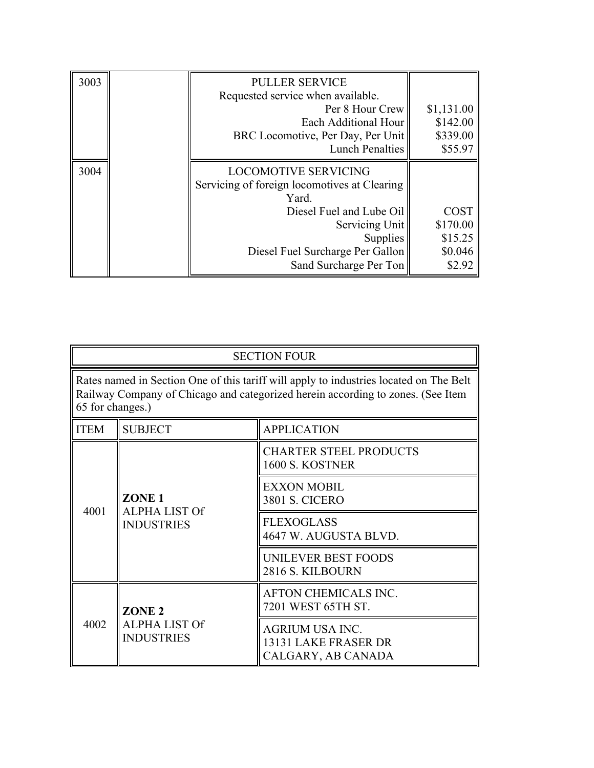| | | | |
|---|---|---|---|
| 3003 | | PULLER SERVICE<br>Requested service when available.<br>Per 8 Hour Crew<br>Each Additional Hour<br>BRC Locomotive, Per Day, Per Unit<br>Lunch Penalties | <br><br>$1,131.00<br>$142.00<br>$339.00<br>$55.97 |
| 3004 | | LOCOMOTIVE SERVICING<br>Servicing of foreign locomotives at Clearing Yard.<br>Diesel Fuel and Lube Oil<br>Servicing Unit<br>Supplies<br>Diesel Fuel Surcharge Per Gallon<br>Sand Surcharge Per Ton | <br><br><br>COST<br>$170.00<br>$15.25<br>$0.046<br>$2.92 |

| SECTION FOUR | | |
|---|---|---|
| Rates named in Section One of this tariff will apply to industries located on The Belt Railway Company of Chicago and categorized herein according to zones. (See Item 65 for changes.) | | |
| ITEM | SUBJECT | APPLICATION |
| 4001 | **ZONE 1**<br>ALPHA LIST Of INDUSTRIES | CHARTER STEEL PRODUCTS<br>1600 S. KOSTNER |
| | | EXXON MOBIL<br>3801 S. CICERO |
| | | FLEXOGLASS<br>4647 W. AUGUSTA BLVD. |
| | | UNILEVER BEST FOODS<br>2816 S. KILBOURN |
| 4002 | **ZONE 2**<br>ALPHA LIST Of INDUSTRIES | AFTON CHEMICALS INC.<br>7201 WEST 65TH ST. |
| | | AGRIUM USA INC.<br>13131 LAKE FRASER DR<br>CALGARY, AB CANADA |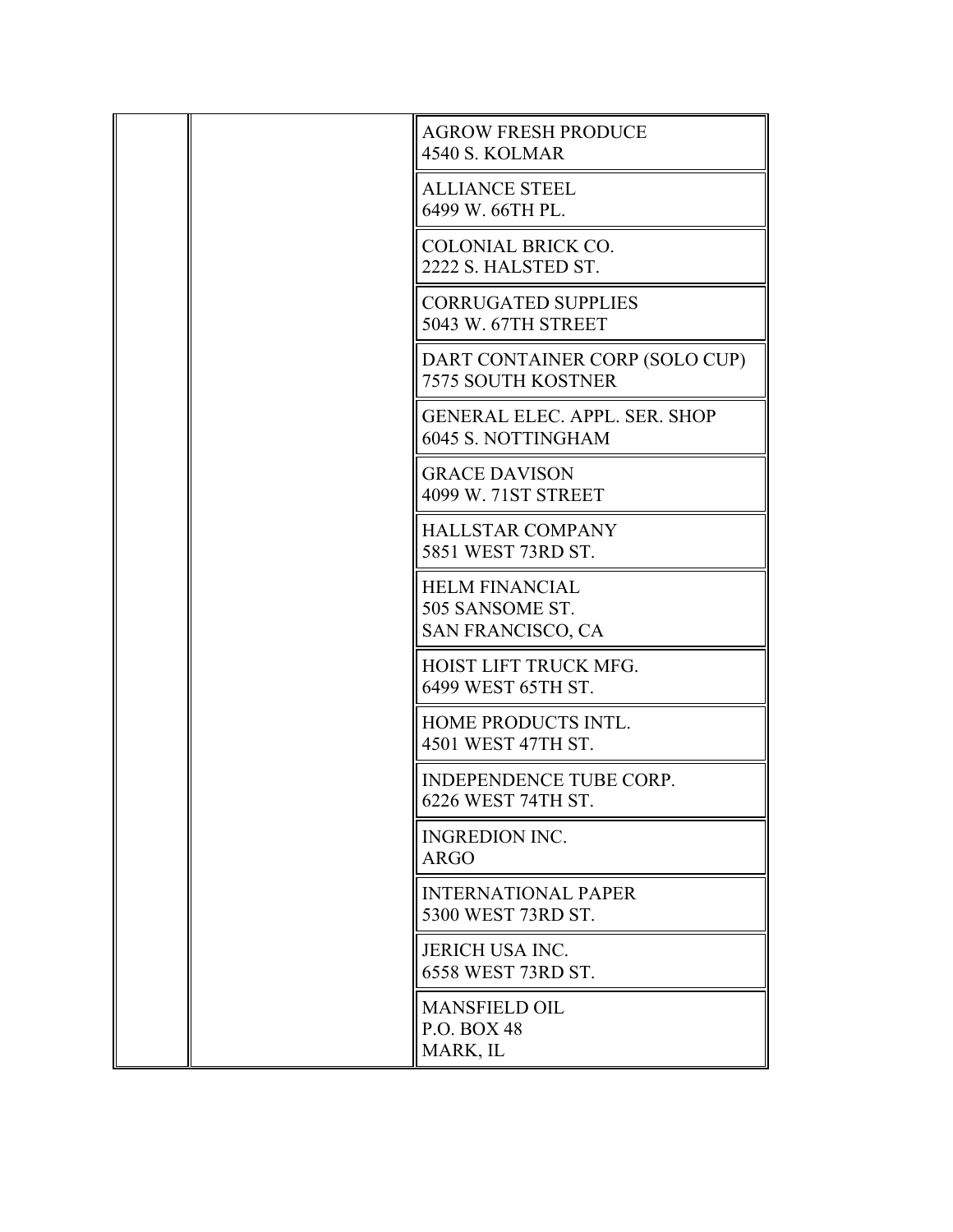| | | |
|---|---|---|
| | | AGROW FRESH PRODUCE<br>4540 S. KOLMAR |
| | | ALLIANCE STEEL<br>6499 W. 66TH PL. |
| | | COLONIAL BRICK CO.<br>2222 S. HALSTED ST. |
| | | CORRUGATED SUPPLIES<br>5043 W. 67TH STREET |
| | | DART CONTAINER CORP (SOLO CUP)<br>7575 SOUTH KOSTNER |
| | | GENERAL ELEC. APPL. SER. SHOP<br>6045 S. NOTTINGHAM |
| | | GRACE DAVISON<br>4099 W. 71ST STREET |
| | | HALLSTAR COMPANY<br>5851 WEST 73RD ST. |
| | | HELM FINANCIAL<br>505 SANSOME ST.<br>SAN FRANCISCO, CA |
| | | HOIST LIFT TRUCK MFG.<br>6499 WEST 65TH ST. |
| | | HOME PRODUCTS INTL.<br>4501 WEST 47TH ST. |
| | | INDEPENDENCE TUBE CORP.<br>6226 WEST 74TH ST. |
| | | INGREDION INC.<br>ARGO |
| | | INTERNATIONAL PAPER<br>5300 WEST 73RD ST. |
| | | JERICH USA INC.<br>6558 WEST 73RD ST. |
| | | MANSFIELD OIL<br>P.O. BOX 48<br>MARK, IL |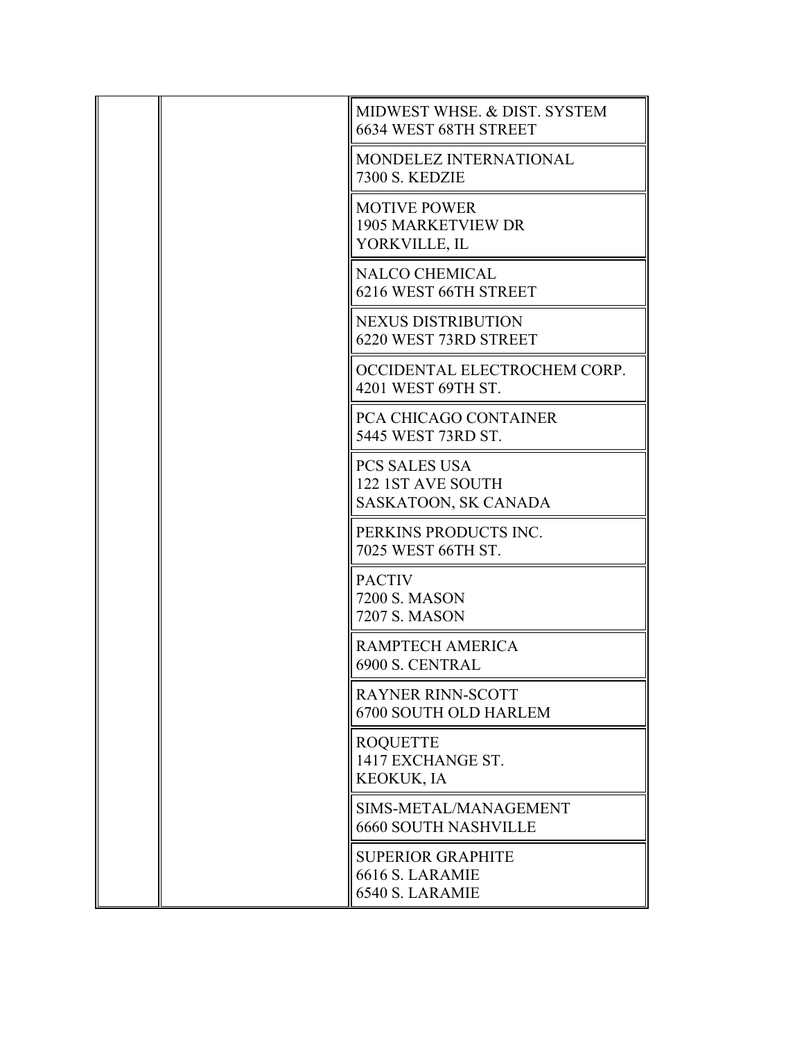| | | |
|---|---|---|
| | | MIDWEST WHSE. & DIST. SYSTEM<br>6634 WEST 68TH STREET |
| | | MONDELEZ INTERNATIONAL<br>7300 S. KEDZIE |
| | | MOTIVE POWER<br>1905 MARKETVIEW DR<br>YORKVILLE, IL |
| | | NALCO CHEMICAL<br>6216 WEST 66TH STREET |
| | | NEXUS DISTRIBUTION<br>6220 WEST 73RD STREET |
| | | OCCIDENTAL ELECTROCHEM CORP.<br>4201 WEST 69TH ST. |
| | | PCA CHICAGO CONTAINER<br>5445 WEST 73RD ST. |
| | | PCS SALES USA<br>122 1ST AVE SOUTH<br>SASKATOON, SK CANADA |
| | | PERKINS PRODUCTS INC.<br>7025 WEST 66TH ST. |
| | | PACTIV<br>7200 S. MASON<br>7207 S. MASON |
| | | RAMPTECH AMERICA<br>6900 S. CENTRAL |
| | | RAYNER RINN-SCOTT<br>6700 SOUTH OLD HARLEM |
| | | ROQUETTE<br>1417 EXCHANGE ST.<br>KEOKUK, IA |
| | | SIMS-METAL/MANAGEMENT<br>6660 SOUTH NASHVILLE |
| | | SUPERIOR GRAPHITE<br>6616 S. LARAMIE<br>6540 S. LARAMIE |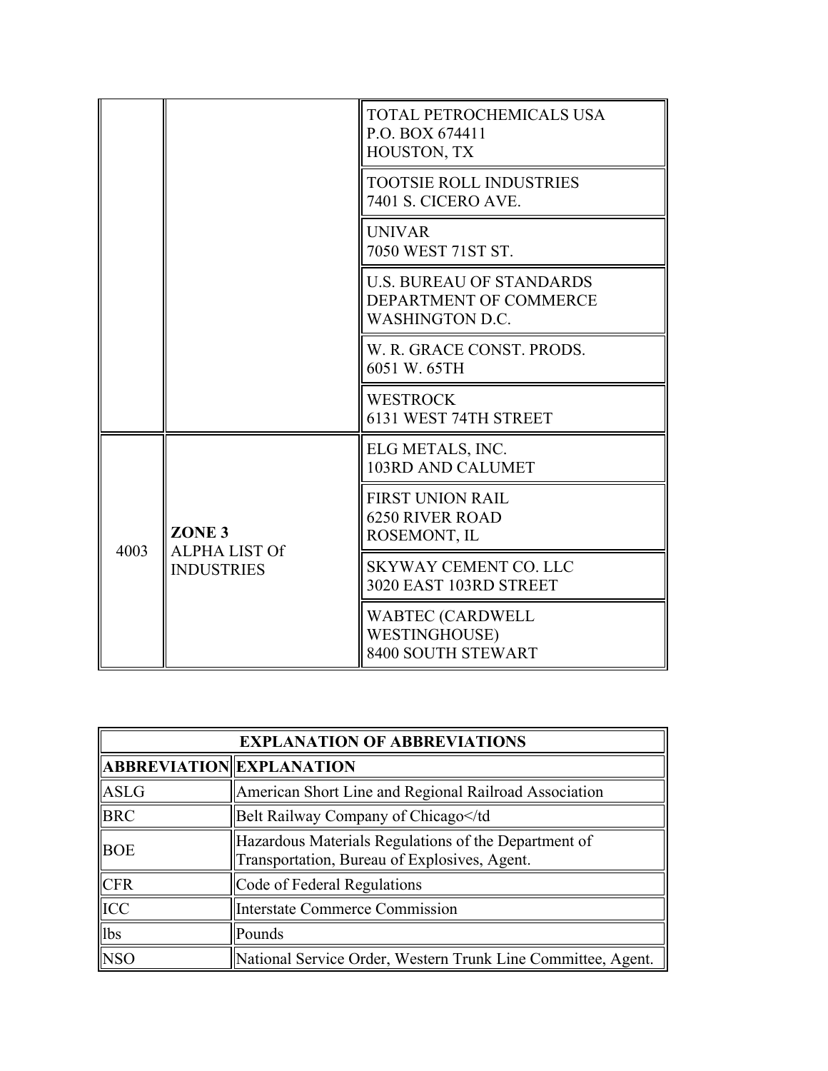| | | |
|---|---|---|
| | | TOTAL PETROCHEMICALS USA<br>P.O. BOX 674411<br>HOUSTON, TX |
| | | TOOTSIE ROLL INDUSTRIES<br>7401 S. CICERO AVE. |
| | | UNIVAR<br>7050 WEST 71ST ST. |
| | | U.S. BUREAU OF STANDARDS<br>DEPARTMENT OF COMMERCE<br>WASHINGTON D.C. |
| | | W. R. GRACE CONST. PRODS.<br>6051 W. 65TH |
| | | WESTROCK<br>6131 WEST 74TH STREET |
| 4003 | **ZONE 3**<br>ALPHA LIST Of INDUSTRIES | ELG METALS, INC.<br>103RD AND CALUMET |
| | | FIRST UNION RAIL<br>6250 RIVER ROAD<br>ROSEMONT, IL |
| | | SKYWAY CEMENT CO. LLC<br>3020 EAST 103RD STREET |
| | | WABTEC (CARDWELL WESTINGHOUSE)<br>8400 SOUTH STEWART |

| **EXPLANATION OF ABBREVIATIONS** | |
|---|---|
| **ABBREVIATION** | **EXPLANATION** |
| ASLG | American Short Line and Regional Railroad Association |
| BRC | Belt Railway Company of Chicago</td |
| BOE | Hazardous Materials Regulations of the Department of Transportation, Bureau of Explosives, Agent. |
| CFR | Code of Federal Regulations |
| ICC | Interstate Commerce Commission |
| lbs | Pounds |
| NSO | National Service Order, Western Trunk Line Committee, Agent. |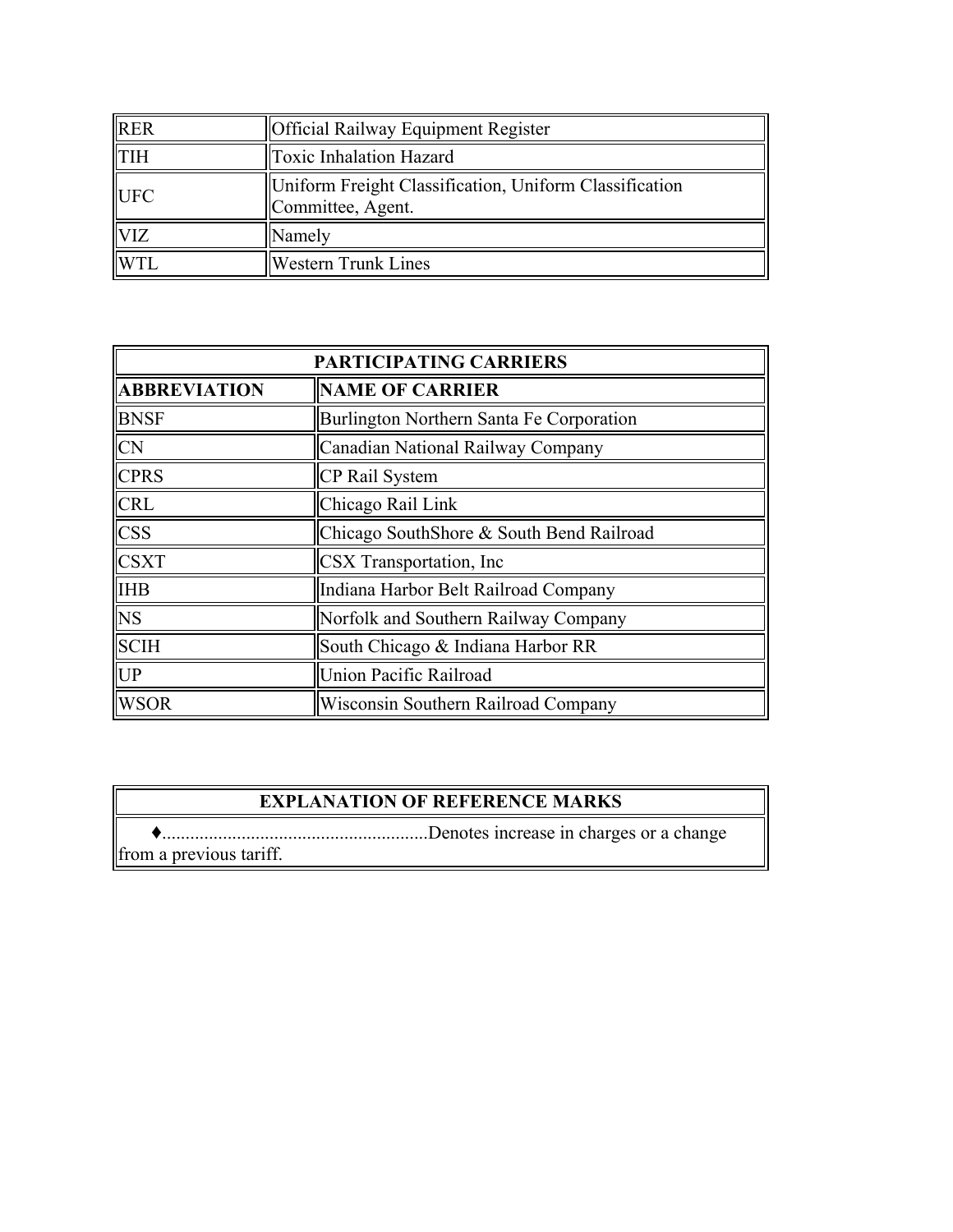| | |
|---|---|
| RER | Official Railway Equipment Register |
| TIH | Toxic Inhalation Hazard |
| UFC | Uniform Freight Classification, Uniform Classification Committee, Agent. |
| VIZ | Namely |
| WTL | Western Trunk Lines |

| PARTICIPATING CARRIERS | |
|---|---|
| **ABBREVIATION** | **NAME OF CARRIER** |
| BNSF | Burlington Northern Santa Fe Corporation |
| CN | Canadian National Railway Company |
| CPRS | CP Rail System |
| CRL | Chicago Rail Link |
| CSS | Chicago SouthShore & South Bend Railroad |
| CSXT | CSX Transportation, Inc |
| IHB | Indiana Harbor Belt Railroad Company |
| NS | Norfolk and Southern Railway Company |
| SCIH | South Chicago & Indiana Harbor RR |
| UP | Union Pacific Railroad |
| WSOR | Wisconsin Southern Railroad Company |

| EXPLANATION OF REFERENCE MARKS |
|---|
| ♦.........................................................Denotes increase in charges or a change from a previous tariff. |